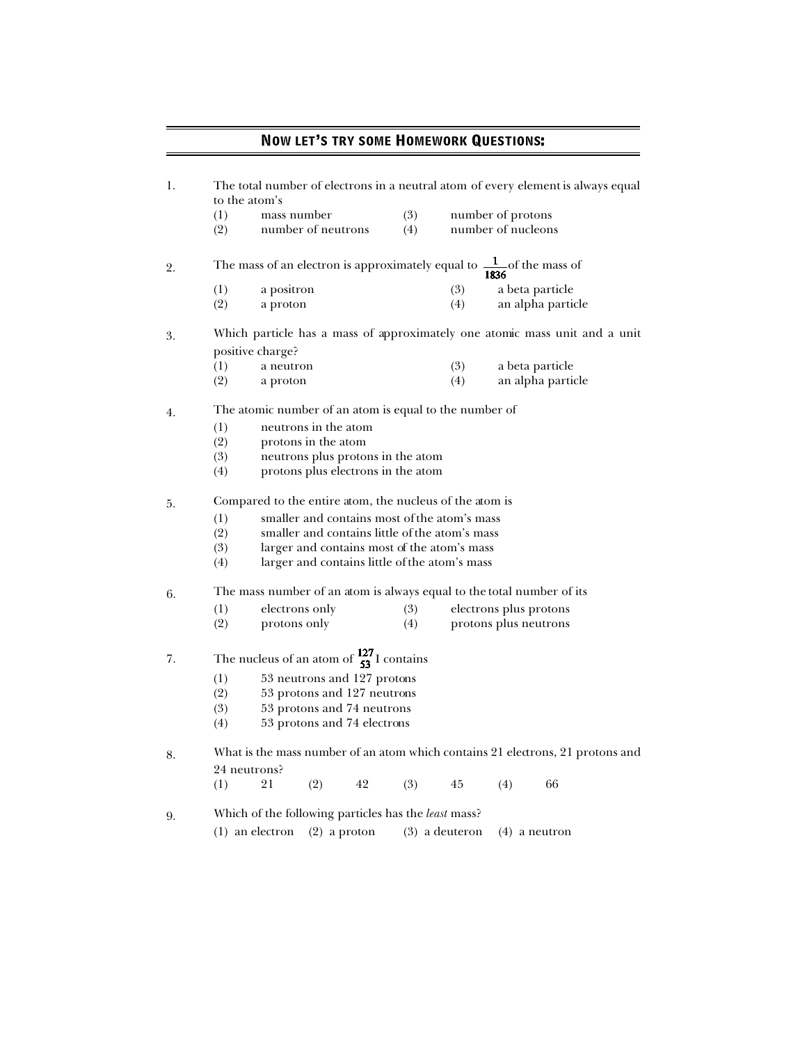## NOW LET'S TRY SOME HOMEWORK QUESTIONS:

1. The total number of electrons in a neutral atom of every element is always equal to the atom's

   (1) mass number
   (2) number of neutrons
   (3) number of protons
   (4) number of nucleons

2. The mass of an electron is approximately equal to $\frac{1}{1836}$ of the mass of

   (1) a positron
   (2) a proton
   (3) a beta particle
   (4) an alpha particle

3. Which particle has a mass of approximately one atomic mass unit and a unit positive charge?

   (1) a neutron
   (2) a proton
   (3) a beta particle
   (4) an alpha particle

4. The atomic number of an atom is equal to the number of

   (1) neutrons in the atom
   (2) protons in the atom
   (3) neutrons plus protons in the atom
   (4) protons plus electrons in the atom

5. Compared to the entire atom, the nucleus of the atom is

   (1) smaller and contains most of the atom's mass
   (2) smaller and contains little of the atom's mass
   (3) larger and contains most of the atom's mass
   (4) larger and contains little of the atom's mass

6. The mass number of an atom is always equal to the total number of its

   (1) electrons only
   (2) protons only
   (3) electrons plus protons
   (4) protons plus neutrons

7. The nucleus of an atom of $^{127}_{53}I$ contains

   (1) 53 neutrons and 127 protons
   (2) 53 protons and 127 neutrons
   (3) 53 protons and 74 neutrons
   (4) 53 protons and 74 electrons

8. What is the mass number of an atom which contains 21 electrons, 21 protons and 24 neutrons?

   (1) 21 (2) 42 (3) 45 (4) 66

9. Which of the following particles has the *least* mass?

   (1) an electron (2) a proton (3) a deuteron (4) a neutron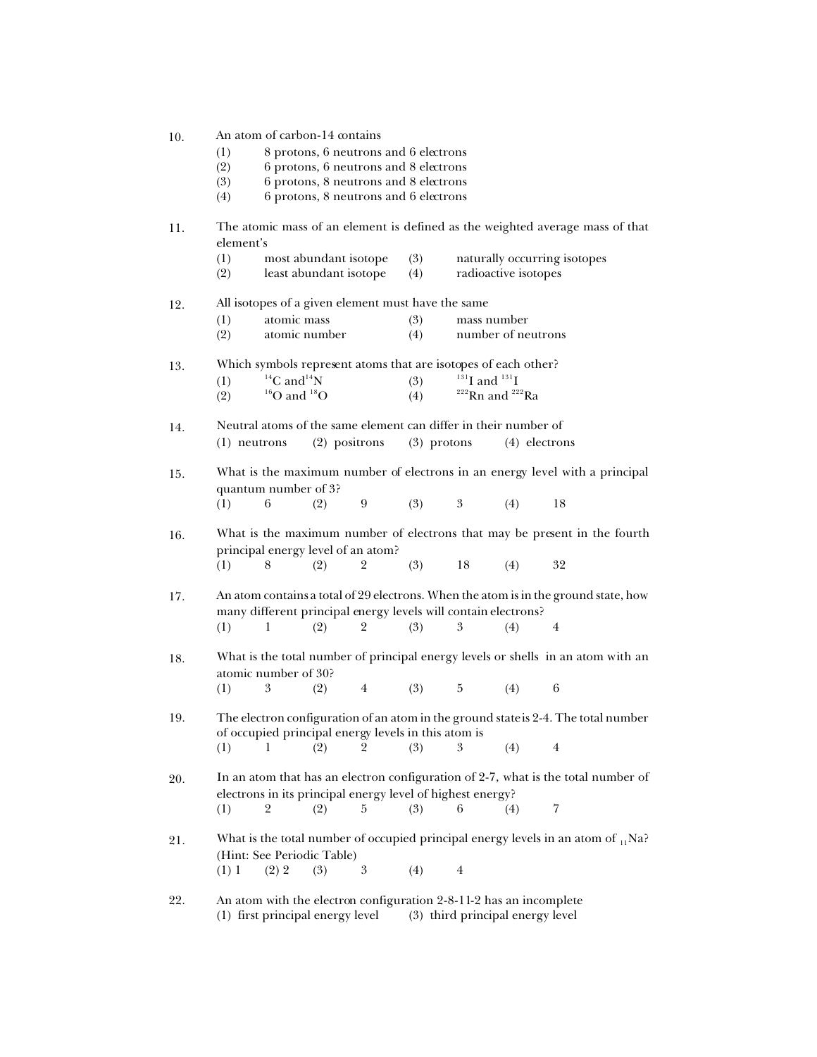10. An atom of carbon-14 contains
    (1) 8 protons, 6 neutrons and 6 electrons
    (2) 6 protons, 6 neutrons and 8 electrons
    (3) 6 protons, 8 neutrons and 8 electrons
    (4) 6 protons, 8 neutrons and 6 electrons

11. The atomic mass of an element is defined as the weighted average mass of that element's
    (1) most abundant isotope
    (2) least abundant isotope
    (3) naturally occurring isotopes
    (4) radioactive isotopes

12. All isotopes of a given element must have the same
    (1) atomic mass
    (2) atomic number
    (3) mass number
    (4) number of neutrons

13. Which symbols represent atoms that are isotopes of each other?
    (1) $^{14}C$ and $^{14}N$
    (2) $^{16}O$ and $^{18}O$
    (3) $^{131}I$ and $^{131}I$
    (4) $^{222}Rn$ and $^{222}Ra$

14. Neutral atoms of the same element can differ in their number of
    (1) neutrons (2) positrons (3) protons (4) electrons

15. What is the maximum number of electrons in an energy level with a principal quantum number of 3?
    (1) 6 (2) 9 (3) 3 (4) 18

16. What is the maximum number of electrons that may be present in the fourth principal energy level of an atom?
    (1) 8 (2) 2 (3) 18 (4) 32

17. An atom contains a total of 29 electrons. When the atom is in the ground state, how many different principal energy levels will contain electrons?
    (1) 1 (2) 2 (3) 3 (4) 4

18. What is the total number of principal energy levels or shells in an atom with an atomic number of 30?
    (1) 3 (2) 4 (3) 5 (4) 6

19. The electron configuration of an atom in the ground state is 2-4. The total number of occupied principal energy levels in this atom is
    (1) 1 (2) 2 (3) 3 (4) 4

20. In an atom that has an electron configuration of 2-7, what is the total number of electrons in its principal energy level of highest energy?
    (1) 2 (2) 5 (3) 6 (4) 7

21. What is the total number of occupied principal energy levels in an atom of $_{11}Na$? (Hint: See Periodic Table)
    (1) 1 (2) 2 (3) 3 (4) 4

22. An atom with the electron configuration 2-8-11-2 has an incomplete
    (1) first principal energy level (3) third principal energy level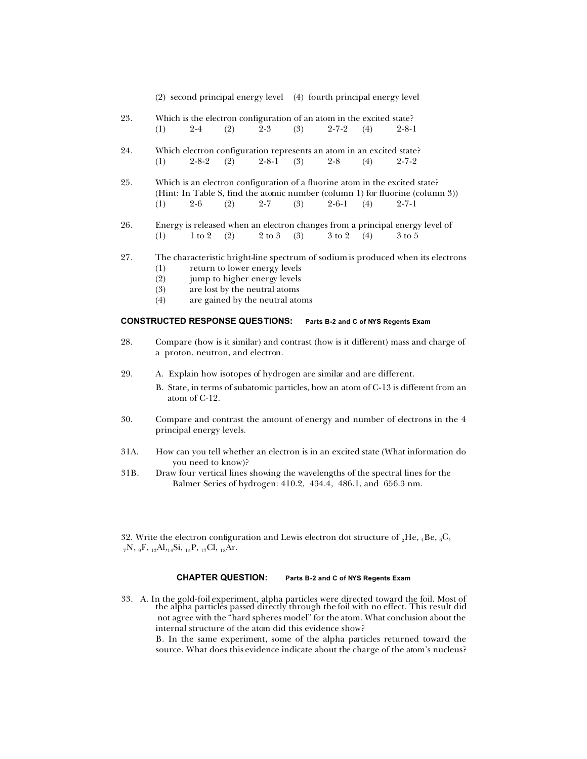(2) second principal energy level (4) fourth principal energy level

23. Which is the electron configuration of an atom in the excited state?
    (1) 2-4 (2) 2-3 (3) 2-7-2 (4) 2-8-1

24. Which electron configuration represents an atom in an excited state?
    (1) 2-8-2 (2) 2-8-1 (3) 2-8 (4) 2-7-2

25. Which is an electron configuration of a fluorine atom in the excited state?
    (Hint: In Table S, find the atomic number (column 1) for fluorine (column 3))
    (1) 2-6 (2) 2-7 (3) 2-6-1 (4) 2-7-1

26. Energy is released when an electron changes from a principal energy level of
    (1) 1 to 2 (2) 2 to 3 (3) 3 to 2 (4) 3 to 5

27. The characteristic bright-line spectrum of sodium is produced when its electrons
    (1) return to lower energy levels
    (2) jump to higher energy levels
    (3) are lost by the neutral atoms
    (4) are gained by the neutral atoms

**CONSTRUCTED RESPONSE QUESTIONS: Parts B-2 and C of NYS Regents Exam**

28. Compare (how is it similar) and contrast (how is it different) mass and charge of a proton, neutron, and electron.

29. A. Explain how isotopes of hydrogen are similar and are different.
    B. State, in terms of subatomic particles, how an atom of C-13 is different from an atom of C-12.

30. Compare and contrast the amount of energy and number of electrons in the 4 principal energy levels.

31A. How can you tell whether an electron is in an excited state (What information do you need to know)?

31B. Draw four vertical lines showing the wavelengths of the spectral lines for the Balmer Series of hydrogen: 410.2, 434.4, 486.1, and 656.3 nm.

32. Write the electron configuration and Lewis electron dot structure of $_{2}He$, $_{4}Be$, $_{6}C$, $_{7}N$, $_{9}F$, $_{13}Al$, $_{14}Si$, $_{15}P$, $_{17}Cl$, $_{18}Ar$.

**CHAPTER QUESTION: Parts B-2 and C of NYS Regents Exam**

33. A. In the gold-foil experiment, alpha particles were directed toward the foil. Most of the alpha particles passed directly through the foil with no effect. This result did not agree with the "hard spheres model" for the atom. What conclusion about the internal structure of the atom did this evidence show?

    B. In the same experiment, some of the alpha particles returned toward the source. What does this evidence indicate about the charge of the atom's nucleus?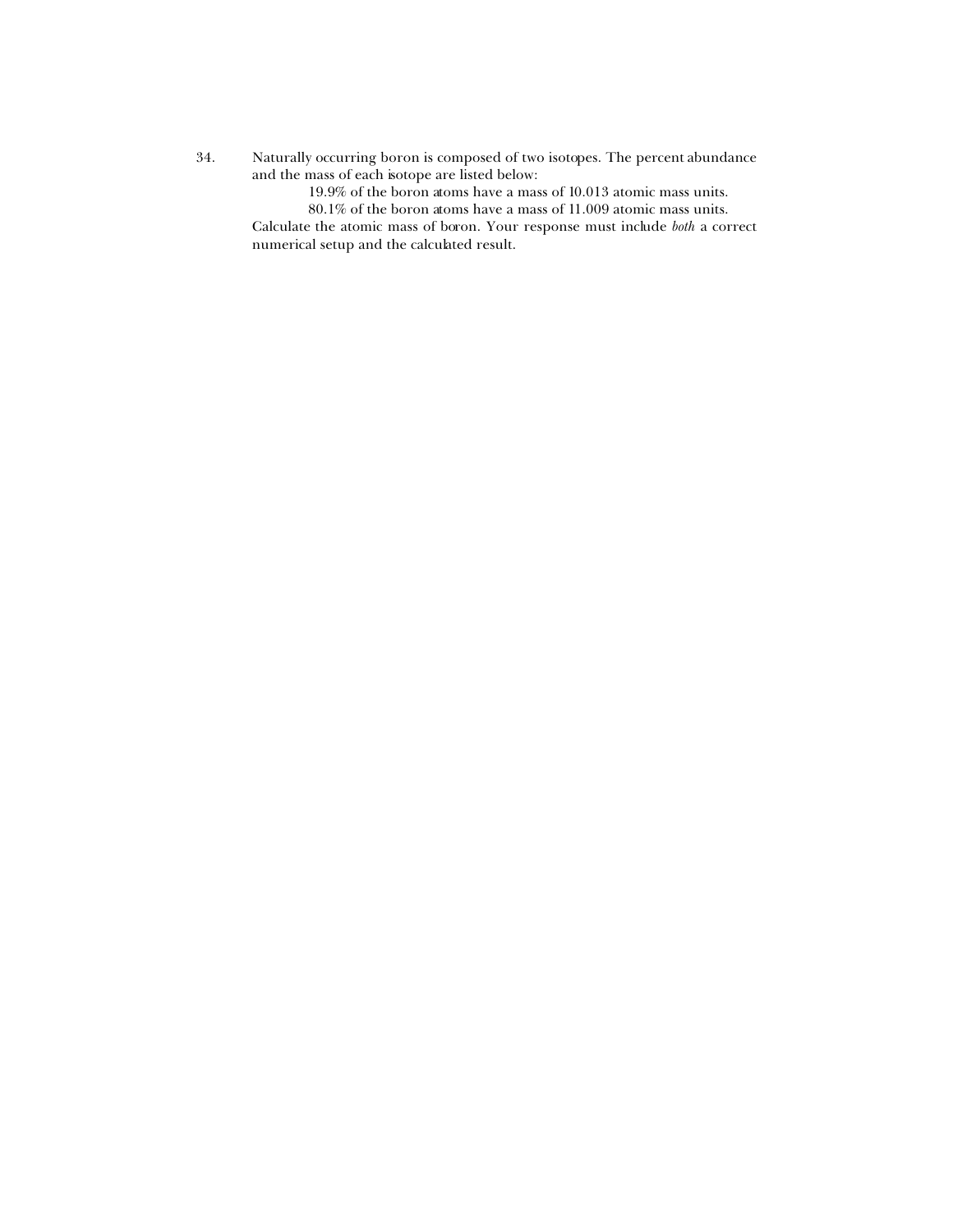34. Naturally occurring boron is composed of two isotopes. The percent abundance and the mass of each isotope are listed below:

    19.9% of the boron atoms have a mass of 10.013 atomic mass units.

    80.1% of the boron atoms have a mass of 11.009 atomic mass units.

    Calculate the atomic mass of boron. Your response must include *both* a correct numerical setup and the calculated result.